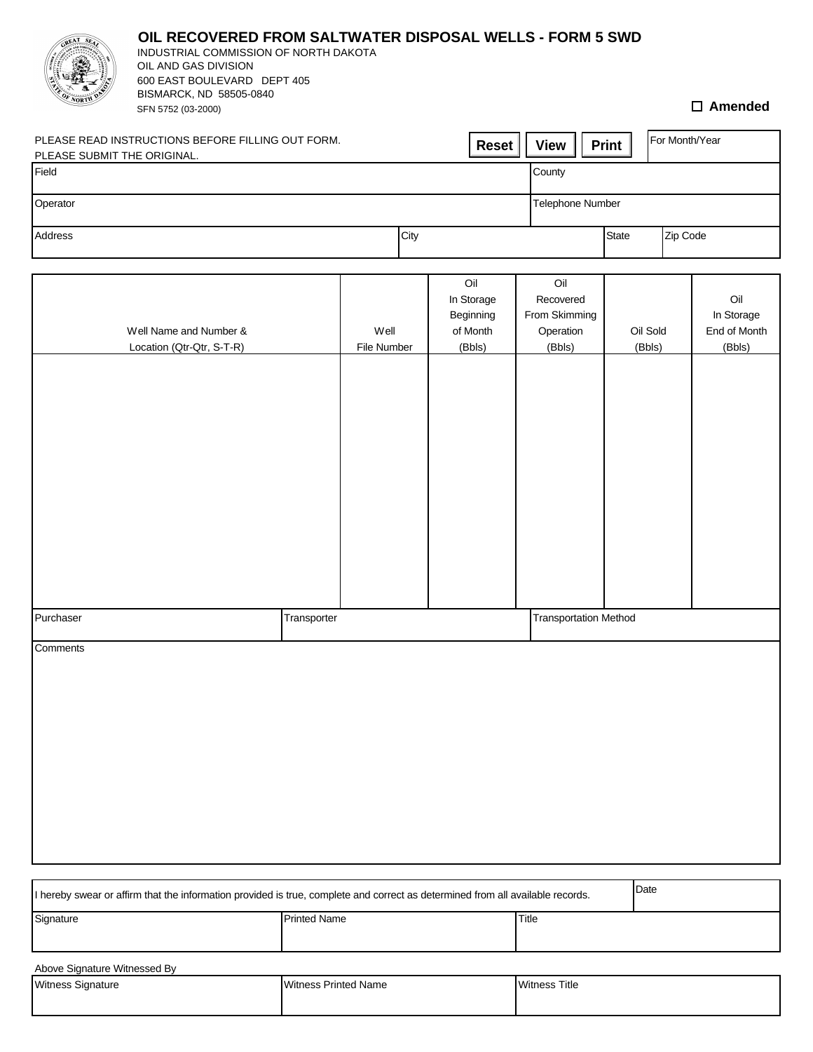# OIL RECOVERED FROM SALTWATER DISPOSAL WELLS - FORM 5 SWD

INDUSTRIAL COMMISSION OF NORTH DAKOTA
OIL AND GAS DIVISION
600 EAST BOULEVARD DEPT 405
BISMARCK, ND 58505-0840
SFN 5752 (03-2000)

☐ **Amended**

PLEASE READ INSTRUCTIONS BEFORE FILLING OUT FORM.
PLEASE SUBMIT THE ORIGINAL.

**Reset** **View** **Print**

| For Month/Year | | | |
|---|---|---|---|
| Field | | County | |
| Operator | | Telephone Number | |
| Address | City | State | Zip Code |

| Well Name and Number & Location (Qtr-Qtr, S-T-R) | Well File Number | Oil In Storage Beginning of Month (Bbls) | Oil Recovered From Skimming Operation (Bbls) | Oil Sold (Bbls) | Oil In Storage End of Month (Bbls) |
|---|---|---|---|---|---|
| | | | | | |

| Purchaser | Transporter | Transportation Method |
|---|---|---|
| | | |

Comments

| I hereby swear or affirm that the information provided is true, complete and correct as determined from all available records. | | Date |
|---|---|---|
| Signature | Printed Name | Title |

Above Signature Witnessed By

| Witness Signature | Witness Printed Name | Witness Title |
|---|---|---|
| | | |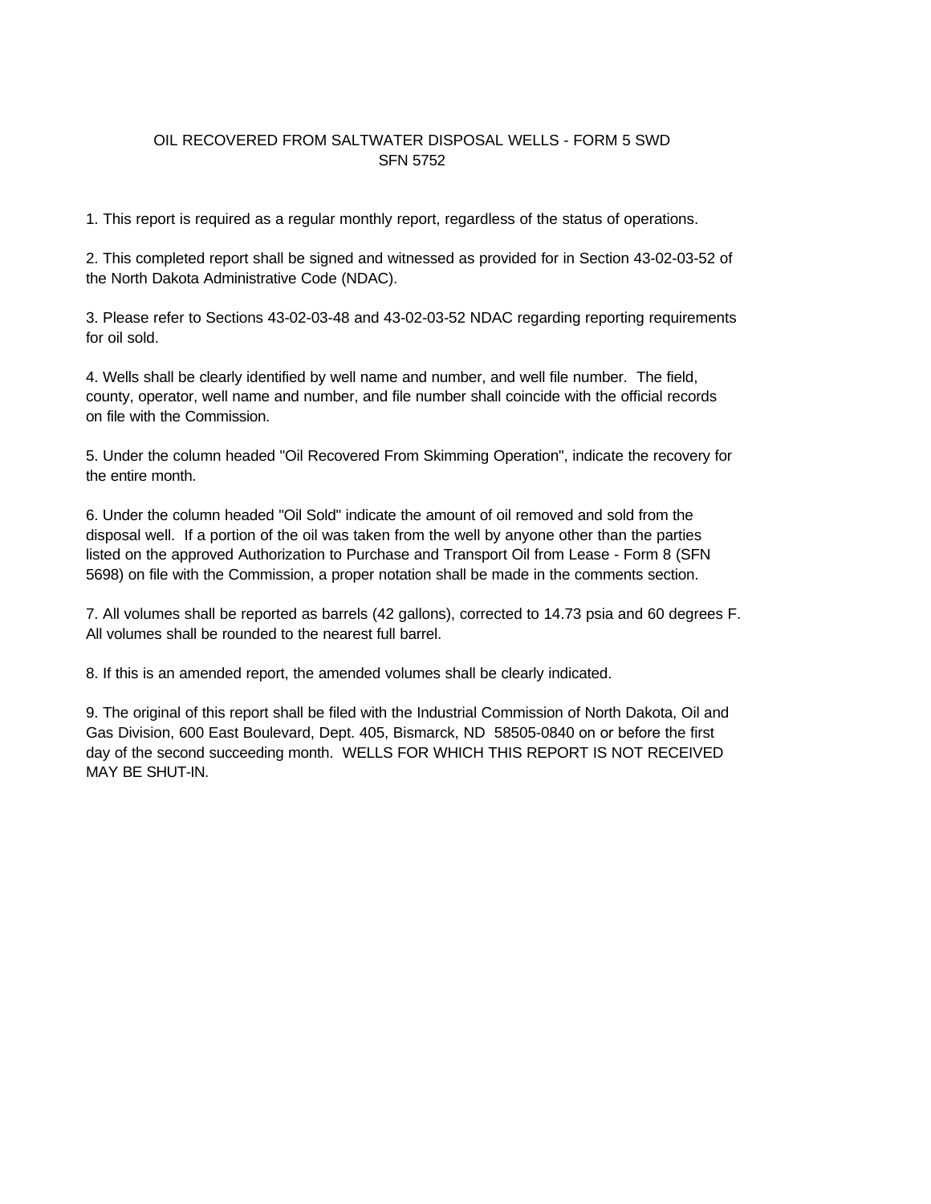# OIL RECOVERED FROM SALTWATER DISPOSAL WELLS - FORM 5 SWD
## SFN 5752

1. This report is required as a regular monthly report, regardless of the status of operations.

2. This completed report shall be signed and witnessed as provided for in Section 43-02-03-52 of the North Dakota Administrative Code (NDAC).

3. Please refer to Sections 43-02-03-48 and 43-02-03-52 NDAC regarding reporting requirements for oil sold.

4. Wells shall be clearly identified by well name and number, and well file number. The field, county, operator, well name and number, and file number shall coincide with the official records on file with the Commission.

5. Under the column headed "Oil Recovered From Skimming Operation", indicate the recovery for the entire month.

6. Under the column headed "Oil Sold" indicate the amount of oil removed and sold from the disposal well. If a portion of the oil was taken from the well by anyone other than the parties listed on the approved Authorization to Purchase and Transport Oil from Lease - Form 8 (SFN 5698) on file with the Commission, a proper notation shall be made in the comments section.

7. All volumes shall be reported as barrels (42 gallons), corrected to 14.73 psia and 60 degrees F. All volumes shall be rounded to the nearest full barrel.

8. If this is an amended report, the amended volumes shall be clearly indicated.

9. The original of this report shall be filed with the Industrial Commission of North Dakota, Oil and Gas Division, 600 East Boulevard, Dept. 405, Bismarck, ND 58505-0840 on or before the first day of the second succeeding month. WELLS FOR WHICH THIS REPORT IS NOT RECEIVED MAY BE SHUT-IN.